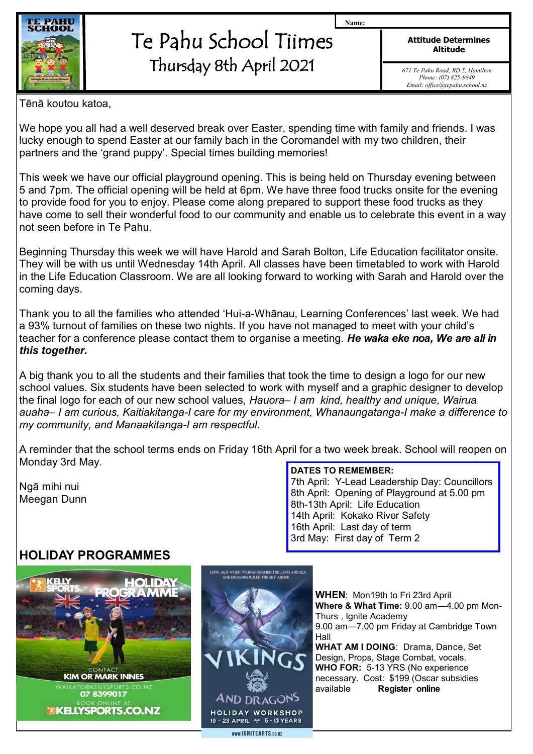# Te Pahu School Tiimes

## Thursday 8th April 2021

Name:

**Attitude Determines Altitude**

*671 Te Pahu Road, RD 5, Hamilton*
*Phone: (07) 825-9849*
*Email: office@tepahu.school.nz*

Tēnā koutou katoa,

We hope you all had a well deserved break over Easter, spending time with family and friends. I was lucky enough to spend Easter at our family bach in the Coromandel with my two children, their partners and the 'grand puppy'. Special times building memories!

This week we have our official playground opening. This is being held on Thursday evening between 5 and 7pm. The official opening will be held at 6pm. We have three food trucks onsite for the evening to provide food for you to enjoy. Please come along prepared to support these food trucks as they have come to sell their wonderful food to our community and enable us to celebrate this event in a way not seen before in Te Pahu.

Beginning Thursday this week we will have Harold and Sarah Bolton, Life Education facilitator onsite. They will be with us until Wednesday 14th April. All classes have been timetabled to work with Harold in the Life Education Classroom. We are all looking forward to working with Sarah and Harold over the coming days.

Thank you to all the families who attended 'Hui-a-Whānau, Learning Conferences' last week. We had a 93% turnout of families on these two nights. If you have not managed to meet with your child's teacher for a conference please contact them to organise a meeting. ***He waka eke noa, We are all in this together.***

A big thank you to all the students and their families that took the time to design a logo for our new school values. Six students have been selected to work with myself and a graphic designer to develop the final logo for each of our new school values, *Hauora– I am kind, healthy and unique, Wairua auaha– I am curious, Kaitiakitanga-I care for my environment, Whanaungatanga-I make a difference to my community, and Manaakitanga-I am respectful.*

A reminder that the school terms ends on Friday 16th April for a two week break. School will reopen on Monday 3rd May.

Ngā mihi nui
Meegan Dunn

**DATES TO REMEMBER:**
7th April: Y-Lead Leadership Day: Councillors
8th April: Opening of Playground at 5.00 pm
8th-13th April: Life Education
14th April: Kokako River Safety
16th April: Last day of term
3rd May: First day of Term 2

## HOLIDAY PROGRAMMES

KELLY SPORTS HOLIDAY PROGRAMME
CONTACT KIM OR MARK INNES
WAIKATO@KELLYSPORTS.CO.NZ
07 8399017
BOOK ONLINE AT KELLYSPORTS.CO.NZ

LONG AGO WHEN VIKINGS ROAMED THE LAND AND SEA AND DRAGONS RULED THE SKY ABOVE...
VIKINGS AND DRAGONS
HOLIDAY WORKSHOP
19 - 23 APRIL 5 - 13 YEARS
WWW.IGNITEARTS.CO.NZ

**WHEN**: Mon19th to Fri 23rd April
**Where & What Time:** 9.00 am—4.00 pm Mon-Thurs , Ignite Academy
9.00 am—7.00 pm Friday at Cambridge Town Hall
**WHAT AM I DOING**: Drama, Dance, Set Design, Props, Stage Combat, vocals.
**WHO FOR:** 5-13 YRS (No experience necessary. Cost: $199 (Oscar subsidies available **Register online**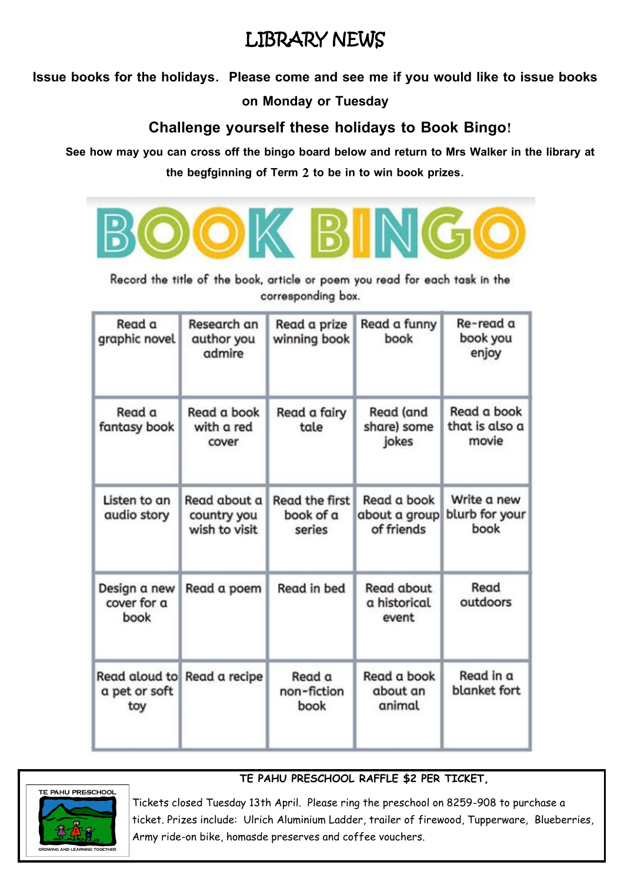# LIBRARY NEWS

**Issue books for the holidays. Please come and see me if you would like to issue books on Monday or Tuesday**

## Challenge yourself these holidays to Book Bingo!

**See how may you can cross off the bingo board below and return to Mrs Walker in the library at the begfginning of Term 2 to be in to win book prizes.**

# BOOK BINGO

Record the title of the book, article or poem you read for each task in the corresponding box.

| | | | | |
|---|---|---|---|---|
| Read a graphic novel | Research an author you admire | Read a prize winning book | Read a funny book | Re-read a book you enjoy |
| Read a fantasy book | Read a book with a red cover | Read a fairy tale | Read (and share) some jokes | Read a book that is also a movie |
| Listen to an audio story | Read about a country you wish to visit | Read the first book of a series | Read a book about a group of friends | Write a new blurb for your book |
| Design a new cover for a book | Read a poem | Read in bed | Read about a historical event | Read outdoors |
| Read aloud to a pet or soft toy | Read a recipe | Read a non-fiction book | Read a book about an animal | Read in a blanket fort |

**TE PAHU PRESCHOOL RAFFLE $2 PER TICKET,**

TE PAHU PRESCHOOL
GROWING AND LEARNING TOGETHER

Tickets closed Tuesday 13th April. Please ring the preschool on 8259-908 to purchase a ticket. Prizes include: Ulrich Aluminium Ladder, trailer of firewood, Tupperware, Blueberries, Army ride-on bike, homasde preserves and coffee vouchers.